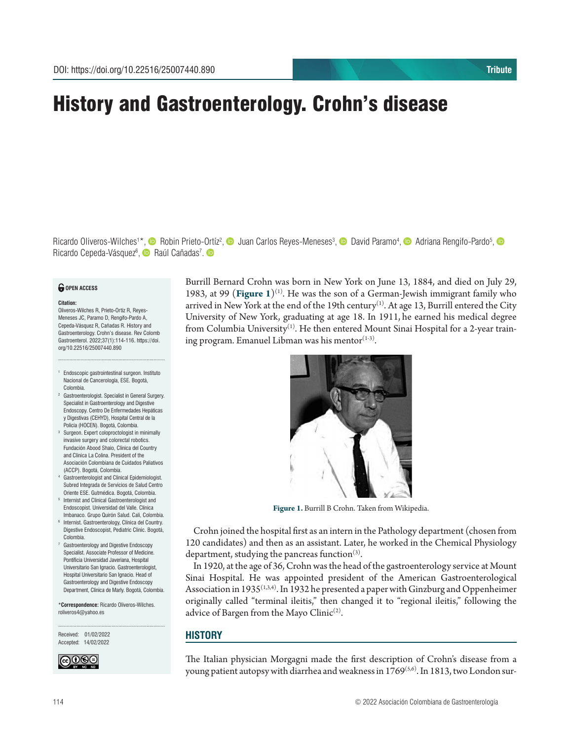DOI: https://doi.org/10.22516/25007440.890

Tribute

# History and Gastroenterology. Crohn's disease

Ricardo Oliveros-Wilches[1]*, Robin Prieto-Ortíz[2], Juan Carlos Reyes-Meneses[3], David Paramo[4], Adriana Rengifo-Pardo[5], Ricardo Cepeda-Vásquez[6], Raúl Cañadas[7].

**OPEN ACCESS**

**Citation:**
Oliveros-Wilches R, Prieto-Ortiz R, Reyes-Meneses JC, Paramo D, Rengifo-Pardo A, Cepeda-Vásquez R, Cañadas R. History and Gastroenterology. Crohn's disease. Rev Colomb Gastroenterol. 2022;37(1):114-116. https://doi.org/10.22516/25007440.890

[1] Endoscopic gastrointestinal surgeon. Instituto Nacional de Cancerología, ESE. Bogotá, Colombia.
[2] Gastroenterologist. Specialist in General Surgery. Specialist in Gastroenterology and Digestive Endoscopy. Centro De Enfermedades Hepáticas y Digestivas (CEHYD), Hospital Central de la Policía (HOCEN). Bogotá, Colombia.
[3] Surgeon. Expert coloproctologist in minimally invasive surgery and colorectal robotics. Fundación Abood Shaio, Clínica del Country and Clínica La Colina. President of the Asociación Colombiana de Cuidados Paliativos (ACCP). Bogotá, Colombia.
[4] Gastroenterologist and Clinical Epidemiologist. Subred Integrada de Servicios de Salud Centro Oriente ESE. Gutmédica. Bogotá, Colombia.
[5] Internist and Clinical Gastroenterologist and Endoscopist. Universidad del Valle. Clínica Imbanaco. Grupo Quirón Salud. Cali, Colombia.
[6] Internist. Gastroenterology, Clínica del Country. Digestive Endoscopist, Pediatric Clinic. Bogotá, Colombia.
[7] Gastroenterology and Digestive Endoscopy Specialist. Associate Professor of Medicine. Pontificia Universidad Javeriana, Hospital Universitario San Ignacio. Gastroenterologist, Hospital Universitario San Ignacio. Head of Gastroenterology and Digestive Endoscopy Department, Clínica de Marly. Bogotá, Colombia.

***Correspondence:** Ricardo Oliveros-Wilches. roliveros4@yahoo.es

Received: 01/02/2022
Accepted: 14/02/2022

Burrill Bernard Crohn was born in New York on June 13, 1884, and died on July 29, 1983, at 99 (**Figure 1**)[1]. He was the son of a German-Jewish immigrant family who arrived in New York at the end of the 19th century[1]. At age 13, Burrill entered the City University of New York, graduating at age 18. In 1911, he earned his medical degree from Columbia University[1]. He then entered Mount Sinai Hospital for a 2-year training program. Emanuel Libman was his mentor[1-3].

**Figure 1.** Burrill B Crohn. Taken from Wikipedia.

Crohn joined the hospital first as an intern in the Pathology department (chosen from 120 candidates) and then as an assistant. Later, he worked in the Chemical Physiology department, studying the pancreas function[3].

In 1920, at the age of 36, Crohn was the head of the gastroenterology service at Mount Sinai Hospital. He was appointed president of the American Gastroenterological Association in 1935[1,3,4]. In 1932 he presented a paper with Ginzburg and Oppenheimer originally called "terminal ileitis," then changed it to "regional ileitis," following the advice of Bargen from the Mayo Clinic[2].

## HISTORY

The Italian physician Morgagni made the first description of Crohn's disease from a young patient autopsy with diarrhea and weakness in 1769[5,6]. In 1813, two London sur-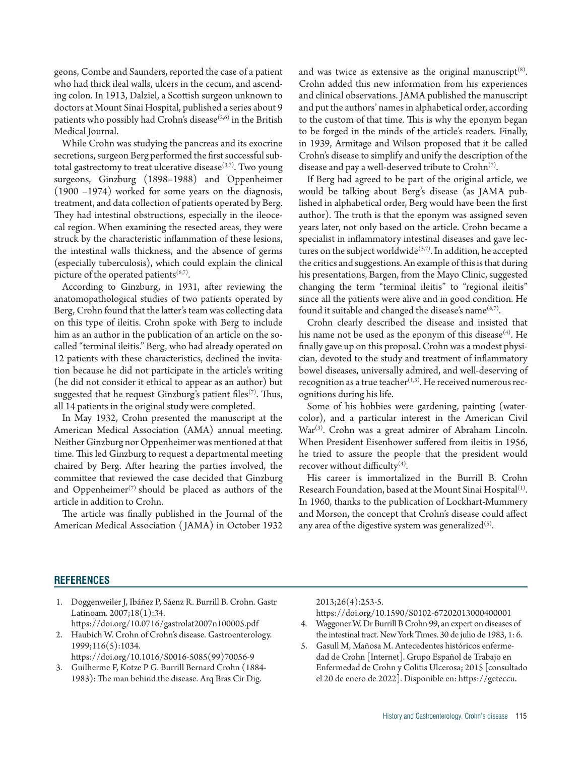geons, Combe and Saunders, reported the case of a patient who had thick ileal walls, ulcers in the cecum, and ascending colon. In 1913, Dalziel, a Scottish surgeon unknown to doctors at Mount Sinai Hospital, published a series about 9 patients who possibly had Crohn's disease[2,6] in the British Medical Journal.

While Crohn was studying the pancreas and its exocrine secretions, surgeon Berg performed the first successful subtotal gastrectomy to treat ulcerative disease[3,7]. Two young surgeons, Ginzburg (1898–1988) and Oppenheimer (1900 –1974) worked for some years on the diagnosis, treatment, and data collection of patients operated by Berg. They had intestinal obstructions, especially in the ileocecal region. When examining the resected areas, they were struck by the characteristic inflammation of these lesions, the intestinal walls thickness, and the absence of germs (especially tuberculosis), which could explain the clinical picture of the operated patients[6,7].

According to Ginzburg, in 1931, after reviewing the anatomopathological studies of two patients operated by Berg, Crohn found that the latter's team was collecting data on this type of ileitis. Crohn spoke with Berg to include him as an author in the publication of an article on the so-called "terminal ileitis." Berg, who had already operated on 12 patients with these characteristics, declined the invitation because he did not participate in the article's writing (he did not consider it ethical to appear as an author) but suggested that he request Ginzburg's patient files[7]. Thus, all 14 patients in the original study were completed.

In May 1932, Crohn presented the manuscript at the American Medical Association (AMA) annual meeting. Neither Ginzburg nor Oppenheimer was mentioned at that time. This led Ginzburg to request a departmental meeting chaired by Berg. After hearing the parties involved, the committee that reviewed the case decided that Ginzburg and Oppenheimer[7] should be placed as authors of the article in addition to Crohn.

The article was finally published in the Journal of the American Medical Association (JAMA) in October 1932 and was twice as extensive as the original manuscript[8]. Crohn added this new information from his experiences and clinical observations. JAMA published the manuscript and put the authors' names in alphabetical order, according to the custom of that time. This is why the eponym began to be forged in the minds of the article's readers. Finally, in 1939, Armitage and Wilson proposed that it be called Crohn's disease to simplify and unify the description of the disease and pay a well-deserved tribute to Crohn[7].

If Berg had agreed to be part of the original article, we would be talking about Berg's disease (as JAMA published in alphabetical order, Berg would have been the first author). The truth is that the eponym was assigned seven years later, not only based on the article. Crohn became a specialist in inflammatory intestinal diseases and gave lectures on the subject worldwide[3,7]. In addition, he accepted the critics and suggestions. An example of this is that during his presentations, Bargen, from the Mayo Clinic, suggested changing the term "terminal ileitis" to "regional ileitis" since all the patients were alive and in good condition. He found it suitable and changed the disease's name[6,7].

Crohn clearly described the disease and insisted that his name not be used as the eponym of this disease[4]. He finally gave up on this proposal. Crohn was a modest physician, devoted to the study and treatment of inflammatory bowel diseases, universally admired, and well-deserving of recognition as a true teacher[1,3]. He received numerous recognitions during his life.

Some of his hobbies were gardening, painting (watercolor), and a particular interest in the American Civil War[3]. Crohn was a great admirer of Abraham Lincoln. When President Eisenhower suffered from ileitis in 1956, he tried to assure the people that the president would recover without difficulty[4].

His career is immortalized in the Burrill B. Crohn Research Foundation, based at the Mount Sinai Hospital[1]. In 1960, thanks to the publication of Lockhart-Mummery and Morson, the concept that Crohn's disease could affect any area of the digestive system was generalized[5].

## REFERENCES

1. Doggenweiler J, Ibáñez P, Sáenz R. Burrill B. Crohn. Gastr Latinoam. 2007;18(1):34. https://doi.org/10.0716/gastrolat2007n100005.pdf
2. Haubich W. Crohn of Crohn's disease. Gastroenterology. 1999;116(5):1034. https://doi.org/10.1016/S0016-5085(99)70056-9
3. Guilherme F, Kotze P G. Burrill Bernard Crohn (1884-1983): The man behind the disease. Arq Bras Cir Dig. 2013;26(4):253-5. https://doi.org/10.1590/S0102-67202013000400001
4. Waggoner W. Dr Burrill B Crohn 99, an expert on diseases of the intestinal tract. New York Times. 30 de julio de 1983, 1: 6.
5. Gasull M, Mañosa M. Antecedentes históricos enfermedad de Crohn [Internet]. Grupo Español de Trabajo en Enfermedad de Crohn y Colitis Ulcerosa; 2015 [consultado el 20 de enero de 2022]. Disponible en: https://geteccu.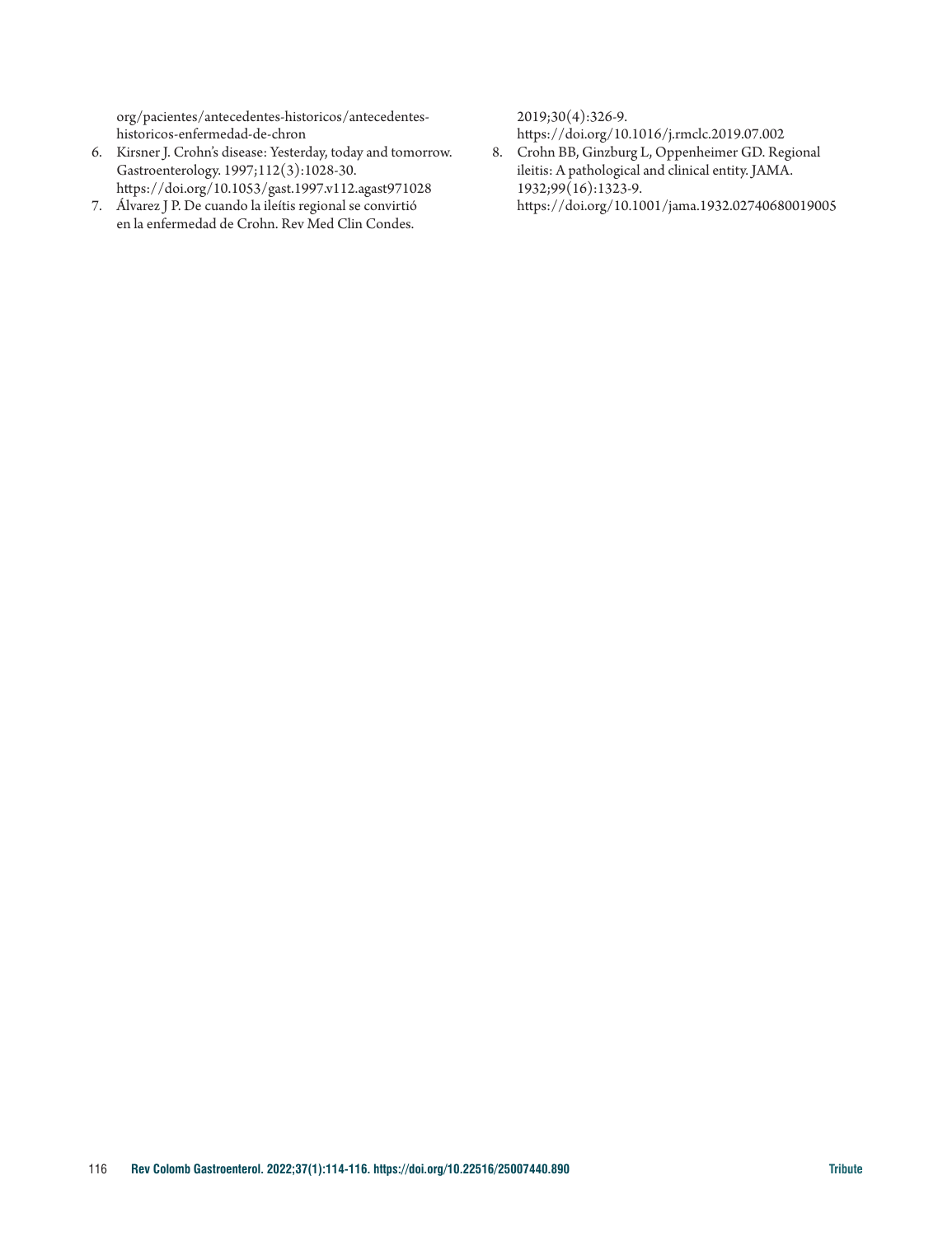org/pacientes/antecedentes-historicos/antecedentes-historicos-enfermedad-de-chron

6. Kirsner J. Crohn's disease: Yesterday, today and tomorrow. Gastroenterology. 1997;112(3):1028-30. https://doi.org/10.1053/gast.1997.v112.agast971028
7. Álvarez J P. De cuando la ileítis regional se convirtió en la enfermedad de Crohn. Rev Med Clin Condes. 2019;30(4):326-9. https://doi.org/10.1016/j.rmclc.2019.07.002
8. Crohn BB, Ginzburg L, Oppenheimer GD. Regional ileitis: A pathological and clinical entity. JAMA. 1932;99(16):1323-9. https://doi.org/10.1001/jama.1932.02740680019005